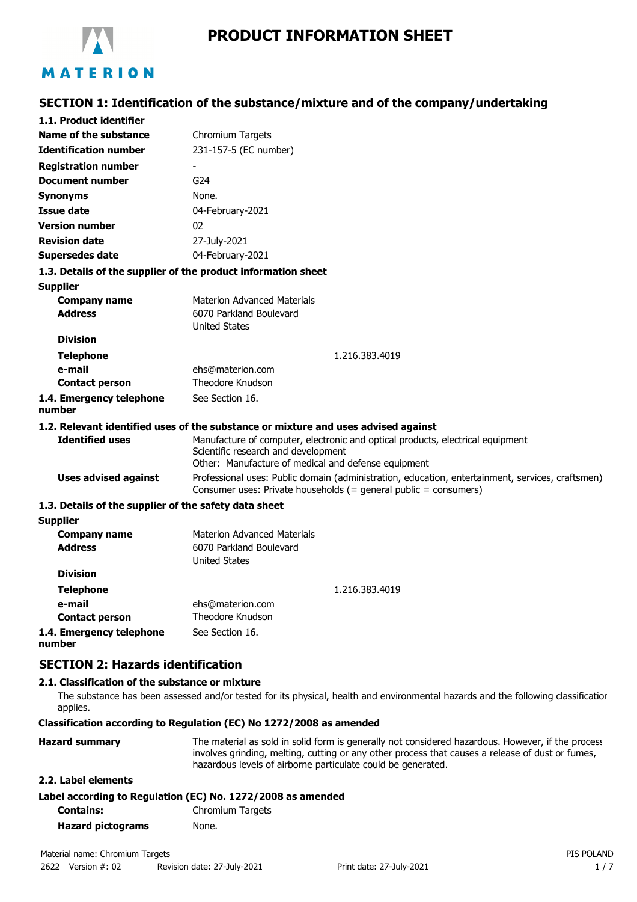# PRODUCT INFORMATION SHEET

## SECTION 1: Identification of the substance/mixture and of the company/undertaking

### 1.1. Product identifier

| | |
|---|---|
| **Name of the substance** | Chromium Targets |
| **Identification number** | 231-157-5 (EC number) |
| **Registration number** | - |
| **Document number** | G24 |
| **Synonyms** | None. |
| **Issue date** | 04-February-2021 |
| **Version number** | 02 |
| **Revision date** | 27-July-2021 |
| **Supersedes date** | 04-February-2021 |

### 1.3. Details of the supplier of the product information sheet

**Supplier**

| | |
|---|---|
| **Company name** | Materion Advanced Materials |
| **Address** | 6070 Parkland Boulevard<br>United States |
| **Division** | |
| **Telephone** | 1.216.383.4019 |
| **e-mail** | ehs@materion.com |
| **Contact person** | Theodore Knudson |
| **1.4. Emergency telephone number** | See Section 16. |

### 1.2. Relevant identified uses of the substance or mixture and uses advised against

| | |
|---|---|
| **Identified uses** | Manufacture of computer, electronic and optical products, electrical equipment<br>Scientific research and development<br>Other: Manufacture of medical and defense equipment |
| **Uses advised against** | Professional uses: Public domain (administration, education, entertainment, services, craftsmen)<br>Consumer uses: Private households (= general public = consumers) |

### 1.3. Details of the supplier of the safety data sheet

**Supplier**

| | |
|---|---|
| **Company name** | Materion Advanced Materials |
| **Address** | 6070 Parkland Boulevard<br>United States |
| **Division** | |
| **Telephone** | 1.216.383.4019 |
| **e-mail** | ehs@materion.com |
| **Contact person** | Theodore Knudson |
| **1.4. Emergency telephone number** | See Section 16. |

## SECTION 2: Hazards identification

### 2.1. Classification of the substance or mixture

The substance has been assessed and/or tested for its physical, health and environmental hazards and the following classification applies.

**Classification according to Regulation (EC) No 1272/2008 as amended**

**Hazard summary**: The material as sold in solid form is generally not considered hazardous. However, if the process involves grinding, melting, cutting or any other process that causes a release of dust or fumes, hazardous levels of airborne particulate could be generated.

### 2.2. Label elements

**Label according to Regulation (EC) No. 1272/2008 as amended**

| | |
|---|---|
| **Contains:** | Chromium Targets |
| **Hazard pictograms** | None. |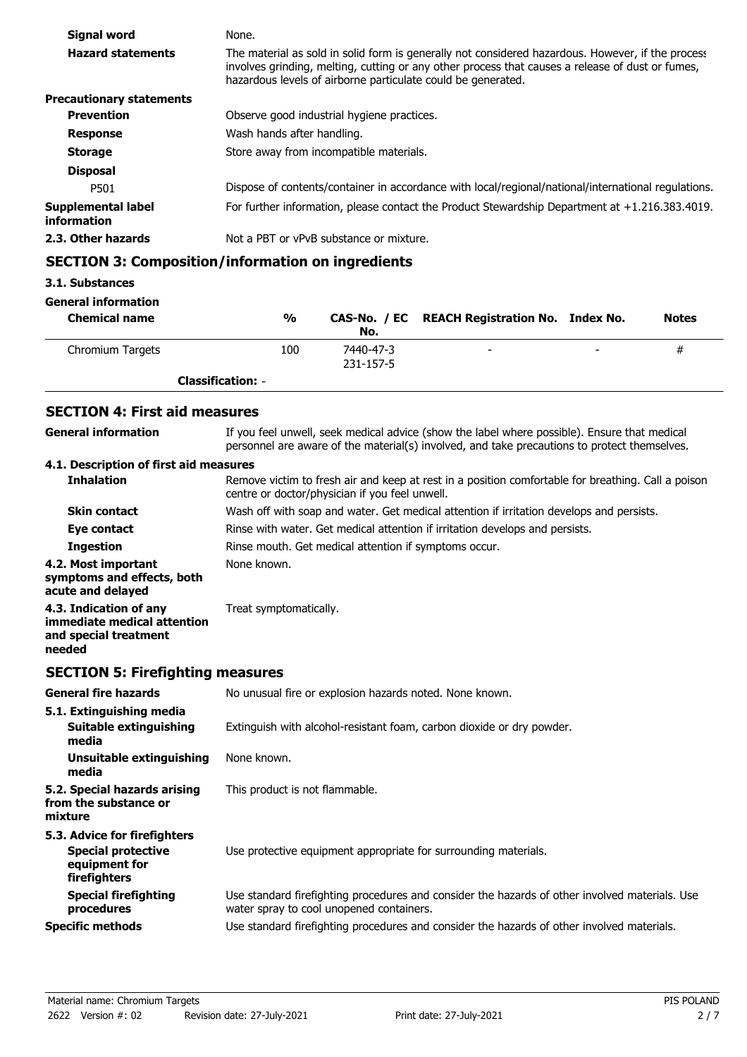| | |
|---|---|
| **Signal word** | None. |
| **Hazard statements** | The material as sold in solid form is generally not considered hazardous. However, if the process involves grinding, melting, cutting or any other process that causes a release of dust or fumes, hazardous levels of airborne particulate could be generated. |
| **Precautionary statements** | |
| **Prevention** | Observe good industrial hygiene practices. |
| **Response** | Wash hands after handling. |
| **Storage** | Store away from incompatible materials. |
| **Disposal** | |
| P501 | Dispose of contents/container in accordance with local/regional/national/international regulations. |
| **Supplemental label information** | For further information, please contact the Product Stewardship Department at +1.216.383.4019. |
| **2.3. Other hazards** | Not a PBT or vPvB substance or mixture. |

## SECTION 3: Composition/information on ingredients

**3.1. Substances**

**General information**

| Chemical name | % | CAS-No. / EC No. | REACH Registration No. | Index No. | Notes |
|---|---|---|---|---|---|
| Chromium Targets | 100 | 7440-47-3<br>231-157-5 | - | - | # |
| **Classification:** - | | | | | |

## SECTION 4: First aid measures

| | |
|---|---|
| **General information** | If you feel unwell, seek medical advice (show the label where possible). Ensure that medical personnel are aware of the material(s) involved, and take precautions to protect themselves. |
| **4.1. Description of first aid measures** | |
| **Inhalation** | Remove victim to fresh air and keep at rest in a position comfortable for breathing. Call a poison centre or doctor/physician if you feel unwell. |
| **Skin contact** | Wash off with soap and water. Get medical attention if irritation develops and persists. |
| **Eye contact** | Rinse with water. Get medical attention if irritation develops and persists. |
| **Ingestion** | Rinse mouth. Get medical attention if symptoms occur. |
| **4.2. Most important symptoms and effects, both acute and delayed** | None known. |
| **4.3. Indication of any immediate medical attention and special treatment needed** | Treat symptomatically. |

## SECTION 5: Firefighting measures

| | |
|---|---|
| **General fire hazards** | No unusual fire or explosion hazards noted. None known. |
| **5.1. Extinguishing media** | |
| **Suitable extinguishing media** | Extinguish with alcohol-resistant foam, carbon dioxide or dry powder. |
| **Unsuitable extinguishing media** | None known. |
| **5.2. Special hazards arising from the substance or mixture** | This product is not flammable. |
| **5.3. Advice for firefighters** | |
| **Special protective equipment for firefighters** | Use protective equipment appropriate for surrounding materials. |
| **Special firefighting procedures** | Use standard firefighting procedures and consider the hazards of other involved materials. Use water spray to cool unopened containers. |
| **Specific methods** | Use standard firefighting procedures and consider the hazards of other involved materials. |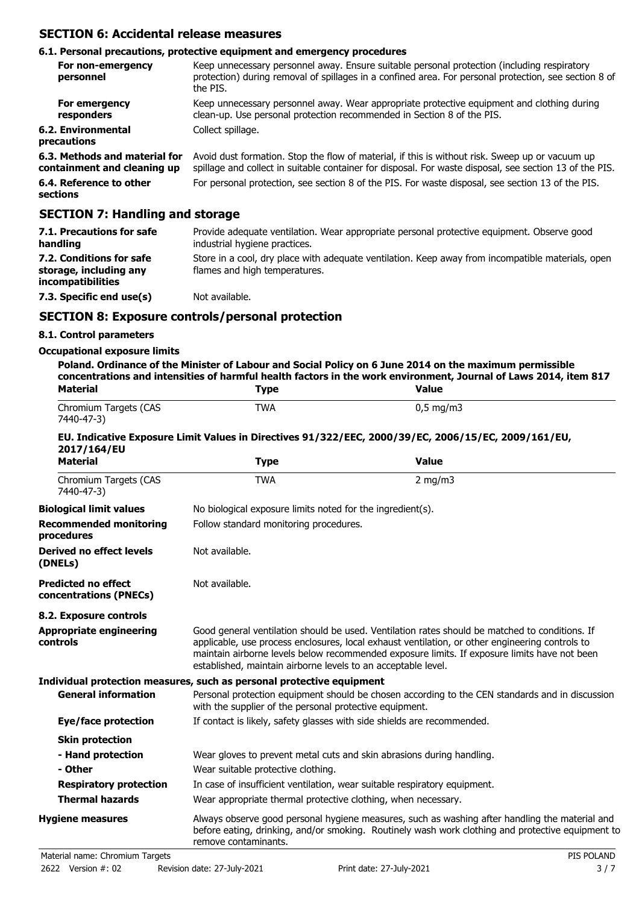## SECTION 6: Accidental release measures

### 6.1. Personal precautions, protective equipment and emergency procedures

| | |
|---|---|
| **For non-emergency personnel** | Keep unnecessary personnel away. Ensure suitable personal protection (including respiratory protection) during removal of spillages in a confined area. For personal protection, see section 8 of the PIS. |
| **For emergency responders** | Keep unnecessary personnel away. Wear appropriate protective equipment and clothing during clean-up. Use personal protection recommended in Section 8 of the PIS. |
| **6.2. Environmental precautions** | Collect spillage. |
| **6.3. Methods and material for containment and cleaning up** | Avoid dust formation. Stop the flow of material, if this is without risk. Sweep up or vacuum up spillage and collect in suitable container for disposal. For waste disposal, see section 13 of the PIS. |
| **6.4. Reference to other sections** | For personal protection, see section 8 of the PIS. For waste disposal, see section 13 of the PIS. |

## SECTION 7: Handling and storage

| | |
|---|---|
| **7.1. Precautions for safe handling** | Provide adequate ventilation. Wear appropriate personal protective equipment. Observe good industrial hygiene practices. |
| **7.2. Conditions for safe storage, including any incompatibilities** | Store in a cool, dry place with adequate ventilation. Keep away from incompatible materials, open flames and high temperatures. |
| **7.3. Specific end use(s)** | Not available. |

## SECTION 8: Exposure controls/personal protection

### 8.1. Control parameters

**Occupational exposure limits**

**Poland. Ordinance of the Minister of Labour and Social Policy on 6 June 2014 on the maximum permissible concentrations and intensities of harmful health factors in the work environment, Journal of Laws 2014, item 817**

| Material | Type | Value |
|---|---|---|
| Chromium Targets (CAS 7440-47-3) | TWA | 0,5 mg/m3 |

**EU. Indicative Exposure Limit Values in Directives 91/322/EEC, 2000/39/EC, 2006/15/EC, 2009/161/EU, 2017/164/EU**

| Material | Type | Value |
|---|---|---|
| Chromium Targets (CAS 7440-47-3) | TWA | 2 mg/m3 |

| | |
|---|---|
| **Biological limit values** | No biological exposure limits noted for the ingredient(s). |
| **Recommended monitoring procedures** | Follow standard monitoring procedures. |
| **Derived no effect levels (DNELs)** | Not available. |
| **Predicted no effect concentrations (PNECs)** | Not available. |

### 8.2. Exposure controls

| | |
|---|---|
| **Appropriate engineering controls** | Good general ventilation should be used. Ventilation rates should be matched to conditions. If applicable, use process enclosures, local exhaust ventilation, or other engineering controls to maintain airborne levels below recommended exposure limits. If exposure limits have not been established, maintain airborne levels to an acceptable level. |

**Individual protection measures, such as personal protective equipment**

| | |
|---|---|
| **General information** | Personal protection equipment should be chosen according to the CEN standards and in discussion with the supplier of the personal protective equipment. |
| **Eye/face protection** | If contact is likely, safety glasses with side shields are recommended. |
| **Skin protection** | |
| **- Hand protection** | Wear gloves to prevent metal cuts and skin abrasions during handling. |
| **- Other** | Wear suitable protective clothing. |
| **Respiratory protection** | In case of insufficient ventilation, wear suitable respiratory equipment. |
| **Thermal hazards** | Wear appropriate thermal protective clothing, when necessary. |
| **Hygiene measures** | Always observe good personal hygiene measures, such as washing after handling the material and before eating, drinking, and/or smoking. Routinely wash work clothing and protective equipment to remove contaminants. |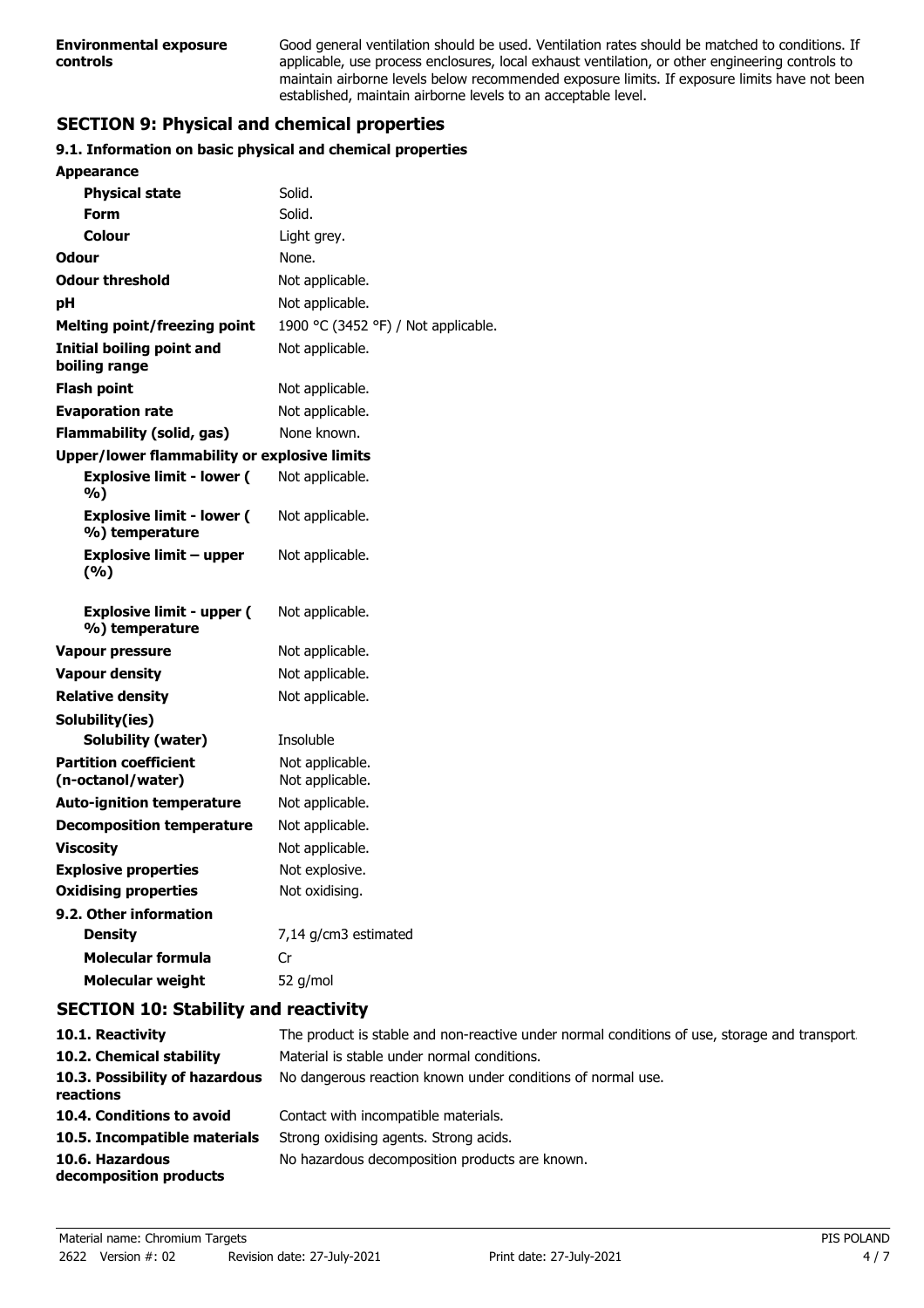| | |
|---|---|
| **Environmental exposure controls** | Good general ventilation should be used. Ventilation rates should be matched to conditions. If applicable, use process enclosures, local exhaust ventilation, or other engineering controls to maintain airborne levels below recommended exposure limits. If exposure limits have not been established, maintain airborne levels to an acceptable level. |

## SECTION 9: Physical and chemical properties

### 9.1. Information on basic physical and chemical properties

| | |
|---|---|
| **Appearance** | |
| **Physical state** | Solid. |
| **Form** | Solid. |
| **Colour** | Light grey. |
| **Odour** | None. |
| **Odour threshold** | Not applicable. |
| **pH** | Not applicable. |
| **Melting point/freezing point** | 1900 °C (3452 °F) / Not applicable. |
| **Initial boiling point and boiling range** | Not applicable. |
| **Flash point** | Not applicable. |
| **Evaporation rate** | Not applicable. |
| **Flammability (solid, gas)** | None known. |
| **Upper/lower flammability or explosive limits** | |
| **Explosive limit - lower ( %)** | Not applicable. |
| **Explosive limit - lower ( %) temperature** | Not applicable. |
| **Explosive limit – upper (%)** | Not applicable. |
| **Explosive limit - upper ( %) temperature** | Not applicable. |
| **Vapour pressure** | Not applicable. |
| **Vapour density** | Not applicable. |
| **Relative density** | Not applicable. |
| **Solubility(ies)** | |
| **Solubility (water)** | Insoluble |
| **Partition coefficient (n-octanol/water)** | Not applicable. Not applicable. |
| **Auto-ignition temperature** | Not applicable. |
| **Decomposition temperature** | Not applicable. |
| **Viscosity** | Not applicable. |
| **Explosive properties** | Not explosive. |
| **Oxidising properties** | Not oxidising. |
| **9.2. Other information** | |
| **Density** | 7,14 g/cm3 estimated |
| **Molecular formula** | Cr |
| **Molecular weight** | 52 g/mol |

## SECTION 10: Stability and reactivity

| | |
|---|---|
| **10.1. Reactivity** | The product is stable and non-reactive under normal conditions of use, storage and transport. |
| **10.2. Chemical stability** | Material is stable under normal conditions. |
| **10.3. Possibility of hazardous reactions** | No dangerous reaction known under conditions of normal use. |
| **10.4. Conditions to avoid** | Contact with incompatible materials. |
| **10.5. Incompatible materials** | Strong oxidising agents. Strong acids. |
| **10.6. Hazardous decomposition products** | No hazardous decomposition products are known. |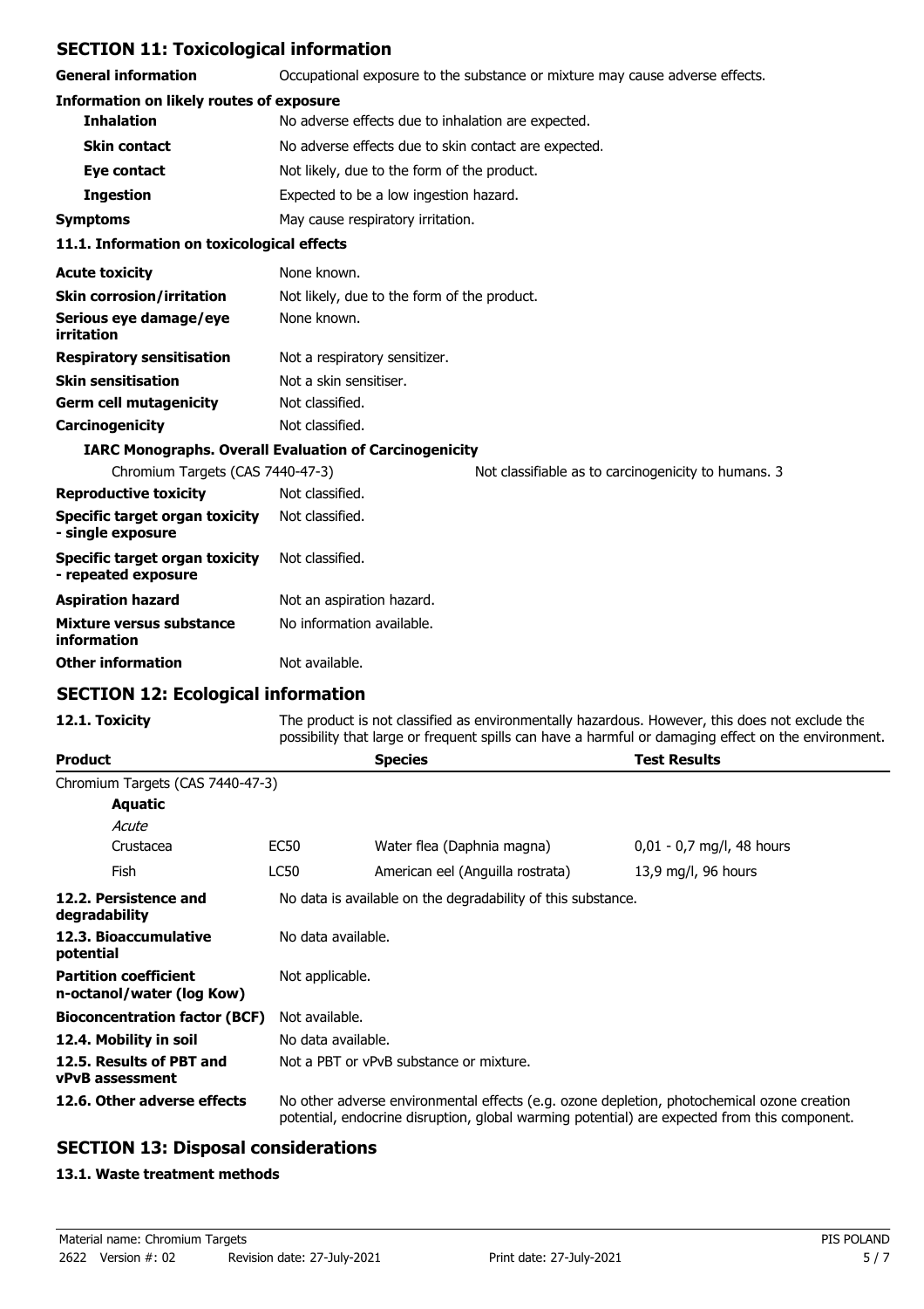## SECTION 11: Toxicological information

| | |
|---|---|
| **General information** | Occupational exposure to the substance or mixture may cause adverse effects. |
| **Information on likely routes of exposure** | |
| **Inhalation** | No adverse effects due to inhalation are expected. |
| **Skin contact** | No adverse effects due to skin contact are expected. |
| **Eye contact** | Not likely, due to the form of the product. |
| **Ingestion** | Expected to be a low ingestion hazard. |
| **Symptoms** | May cause respiratory irritation. |

### 11.1. Information on toxicological effects

| | |
|---|---|
| **Acute toxicity** | None known. |
| **Skin corrosion/irritation** | Not likely, due to the form of the product. |
| **Serious eye damage/eye irritation** | None known. |
| **Respiratory sensitisation** | Not a respiratory sensitizer. |
| **Skin sensitisation** | Not a skin sensitiser. |
| **Germ cell mutagenicity** | Not classified. |
| **Carcinogenicity** | Not classified. |

**IARC Monographs. Overall Evaluation of Carcinogenicity**

| | |
|---|---|
| Chromium Targets (CAS 7440-47-3) | Not classifiable as to carcinogenicity to humans. 3 |

| | |
|---|---|
| **Reproductive toxicity** | Not classified. |
| **Specific target organ toxicity - single exposure** | Not classified. |
| **Specific target organ toxicity - repeated exposure** | Not classified. |
| **Aspiration hazard** | Not an aspiration hazard. |
| **Mixture versus substance information** | No information available. |
| **Other information** | Not available. |

## SECTION 12: Ecological information

**12.1. Toxicity** The product is not classified as environmentally hazardous. However, this does not exclude the possibility that large or frequent spills can have a harmful or damaging effect on the environment.

| Product | | Species | Test Results |
|---|---|---|---|
| Chromium Targets (CAS 7440-47-3) | | | |
| **Aquatic** | | | |
| *Acute* | | | |
| Crustacea | EC50 | Water flea (Daphnia magna) | 0,01 - 0,7 mg/l, 48 hours |
| Fish | LC50 | American eel (Anguilla rostrata) | 13,9 mg/l, 96 hours |

| | |
|---|---|
| **12.2. Persistence and degradability** | No data is available on the degradability of this substance. |
| **12.3. Bioaccumulative potential** | No data available. |
| **Partition coefficient n-octanol/water (log Kow)** | Not applicable. |
| **Bioconcentration factor (BCF)** | Not available. |
| **12.4. Mobility in soil** | No data available. |
| **12.5. Results of PBT and vPvB assessment** | Not a PBT or vPvB substance or mixture. |
| **12.6. Other adverse effects** | No other adverse environmental effects (e.g. ozone depletion, photochemical ozone creation potential, endocrine disruption, global warming potential) are expected from this component. |

## SECTION 13: Disposal considerations

### 13.1. Waste treatment methods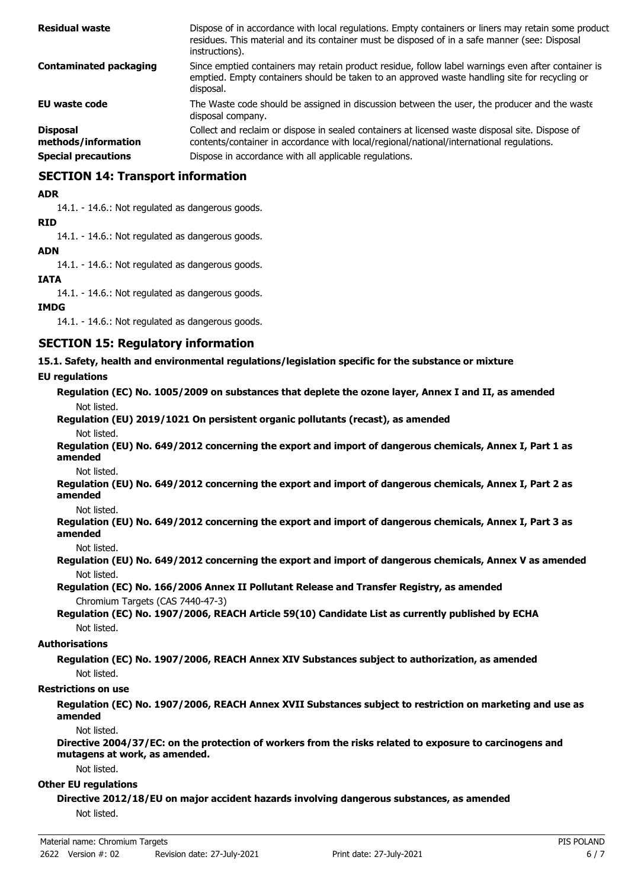| | |
|---|---|
| **Residual waste** | Dispose of in accordance with local regulations. Empty containers or liners may retain some product residues. This material and its container must be disposed of in a safe manner (see: Disposal instructions). |
| **Contaminated packaging** | Since emptied containers may retain product residue, follow label warnings even after container is emptied. Empty containers should be taken to an approved waste handling site for recycling or disposal. |
| **EU waste code** | The Waste code should be assigned in discussion between the user, the producer and the waste disposal company. |
| **Disposal methods/information** | Collect and reclaim or dispose in sealed containers at licensed waste disposal site. Dispose of contents/container in accordance with local/regional/national/international regulations. |
| **Special precautions** | Dispose in accordance with all applicable regulations. |

## SECTION 14: Transport information

**ADR**

14.1. - 14.6.: Not regulated as dangerous goods.

**RID**

14.1. - 14.6.: Not regulated as dangerous goods.

**ADN**

14.1. - 14.6.: Not regulated as dangerous goods.

**IATA**

14.1. - 14.6.: Not regulated as dangerous goods.

**IMDG**

14.1. - 14.6.: Not regulated as dangerous goods.

## SECTION 15: Regulatory information

**15.1. Safety, health and environmental regulations/legislation specific for the substance or mixture**

**EU regulations**

**Regulation (EC) No. 1005/2009 on substances that deplete the ozone layer, Annex I and II, as amended**

Not listed.

**Regulation (EU) 2019/1021 On persistent organic pollutants (recast), as amended**

Not listed.

**Regulation (EU) No. 649/2012 concerning the export and import of dangerous chemicals, Annex I, Part 1 as amended**

Not listed.

**Regulation (EU) No. 649/2012 concerning the export and import of dangerous chemicals, Annex I, Part 2 as amended**

Not listed.

**Regulation (EU) No. 649/2012 concerning the export and import of dangerous chemicals, Annex I, Part 3 as amended**

Not listed.

**Regulation (EU) No. 649/2012 concerning the export and import of dangerous chemicals, Annex V as amended**

Not listed.

**Regulation (EC) No. 166/2006 Annex II Pollutant Release and Transfer Registry, as amended**

Chromium Targets (CAS 7440-47-3)

**Regulation (EC) No. 1907/2006, REACH Article 59(10) Candidate List as currently published by ECHA**

Not listed.

**Authorisations**

**Regulation (EC) No. 1907/2006, REACH Annex XIV Substances subject to authorization, as amended**

Not listed.

**Restrictions on use**

**Regulation (EC) No. 1907/2006, REACH Annex XVII Substances subject to restriction on marketing and use as amended**

Not listed.

**Directive 2004/37/EC: on the protection of workers from the risks related to exposure to carcinogens and mutagens at work, as amended.**

Not listed.

**Other EU regulations**

**Directive 2012/18/EU on major accident hazards involving dangerous substances, as amended**

Not listed.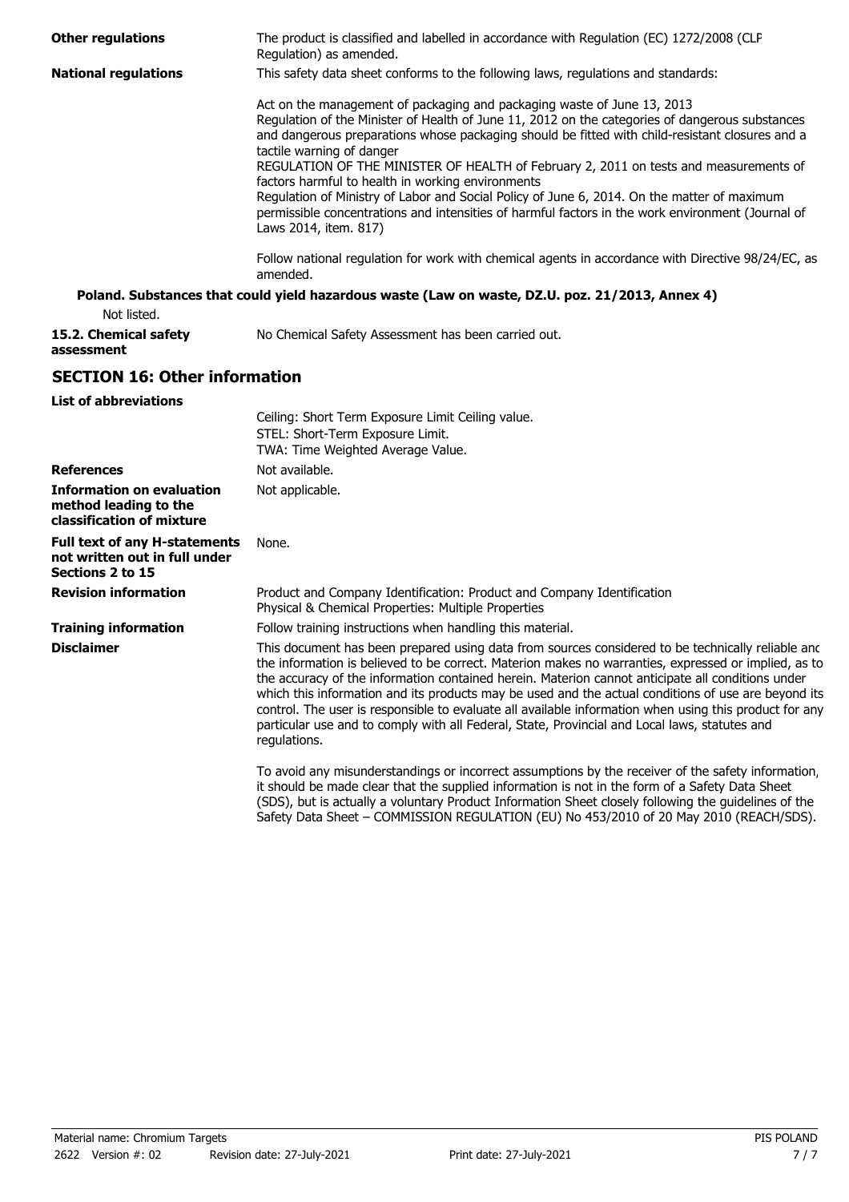**Other regulations**

The product is classified and labelled in accordance with Regulation (EC) 1272/2008 (CLP Regulation) as amended.

**National regulations**

This safety data sheet conforms to the following laws, regulations and standards:

Act on the management of packaging and packaging waste of June 13, 2013
Regulation of the Minister of Health of June 11, 2012 on the categories of dangerous substances and dangerous preparations whose packaging should be fitted with child-resistant closures and a tactile warning of danger
REGULATION OF THE MINISTER OF HEALTH of February 2, 2011 on tests and measurements of factors harmful to health in working environments
Regulation of Ministry of Labor and Social Policy of June 6, 2014. On the matter of maximum permissible concentrations and intensities of harmful factors in the work environment (Journal of Laws 2014, item. 817)

Follow national regulation for work with chemical agents in accordance with Directive 98/24/EC, as amended.

**Poland. Substances that could yield hazardous waste (Law on waste, DZ.U. poz. 21/2013, Annex 4)**

Not listed.

**15.2. Chemical safety assessment**

No Chemical Safety Assessment has been carried out.

## SECTION 16: Other information

**List of abbreviations**

Ceiling: Short Term Exposure Limit Ceiling value.
STEL: Short-Term Exposure Limit.
TWA: Time Weighted Average Value.

**References**

Not available.

**Information on evaluation method leading to the classification of mixture**

Not applicable.

**Full text of any H-statements not written out in full under Sections 2 to 15**

None.

**Revision information**

Product and Company Identification: Product and Company Identification
Physical & Chemical Properties: Multiple Properties

**Training information**

Follow training instructions when handling this material.

**Disclaimer**

This document has been prepared using data from sources considered to be technically reliable and the information is believed to be correct. Materion makes no warranties, expressed or implied, as to the accuracy of the information contained herein. Materion cannot anticipate all conditions under which this information and its products may be used and the actual conditions of use are beyond its control. The user is responsible to evaluate all available information when using this product for any particular use and to comply with all Federal, State, Provincial and Local laws, statutes and regulations.

To avoid any misunderstandings or incorrect assumptions by the receiver of the safety information, it should be made clear that the supplied information is not in the form of a Safety Data Sheet (SDS), but is actually a voluntary Product Information Sheet closely following the guidelines of the Safety Data Sheet – COMMISSION REGULATION (EU) No 453/2010 of 20 May 2010 (REACH/SDS).